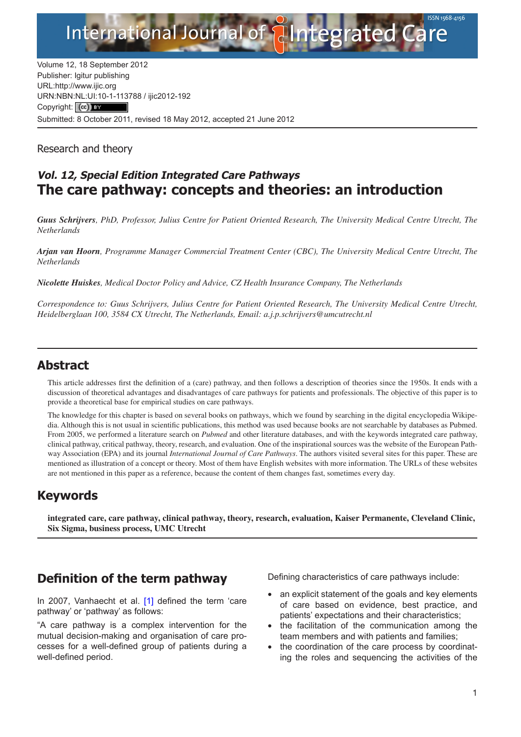Volume 12, 18 September 2012
Publisher: Igitur publishing
URL:http://www.ijic.org
URN:NBN:NL:UI:10-1-113788 / ijic2012-192
Copyright: (cc) BY
Submitted: 8 October 2011, revised 18 May 2012, accepted 21 June 2012

Research and theory

### *Vol. 12, Special Edition Integrated Care Pathways*

# The care pathway: concepts and theories: an introduction

***Guus Schrijvers****, PhD, Professor, Julius Centre for Patient Oriented Research, The University Medical Centre Utrecht, The Netherlands*

***Arjan van Hoorn****, Programme Manager Commercial Treatment Center (CBC), The University Medical Centre Utrecht, The Netherlands*

***Nicolette Huiskes****, Medical Doctor Policy and Advice, CZ Health Insurance Company, The Netherlands*

*Correspondence to: Guus Schrijvers, Julius Centre for Patient Oriented Research, The University Medical Centre Utrecht, Heidelberglaan 100, 3584 CX Utrecht, The Netherlands, Email: a.j.p.schrijvers@umcutrecht.nl*

## Abstract

This article addresses first the definition of a (care) pathway, and then follows a description of theories since the 1950s. It ends with a discussion of theoretical advantages and disadvantages of care pathways for patients and professionals. The objective of this paper is to provide a theoretical base for empirical studies on care pathways.

The knowledge for this chapter is based on several books on pathways, which we found by searching in the digital encyclopedia Wikipedia. Although this is not usual in scientific publications, this method was used because books are not searchable by databases as Pubmed. From 2005, we performed a literature search on *Pubmed* and other literature databases, and with the keywords integrated care pathway, clinical pathway, critical pathway, theory, research, and evaluation. One of the inspirational sources was the website of the European Pathway Association (EPA) and its journal *International Journal of Care Pathways*. The authors visited several sites for this paper. These are mentioned as illustration of a concept or theory. Most of them have English websites with more information. The URLs of these websites are not mentioned in this paper as a reference, because the content of them changes fast, sometimes every day.

## Keywords

**integrated care, care pathway, clinical pathway, theory, research, evaluation, Kaiser Permanente, Cleveland Clinic, Six Sigma, business process, UMC Utrecht**

## Definition of the term pathway

In 2007, Vanhaecht et al. [1] defined the term 'care pathway' or 'pathway' as follows:

"A care pathway is a complex intervention for the mutual decision-making and organisation of care processes for a well-defined group of patients during a well-defined period.

Defining characteristics of care pathways include:

- an explicit statement of the goals and key elements of care based on evidence, best practice, and patients' expectations and their characteristics;
- the facilitation of the communication among the team members and with patients and families;
- the coordination of the care process by coordinating the roles and sequencing the activities of the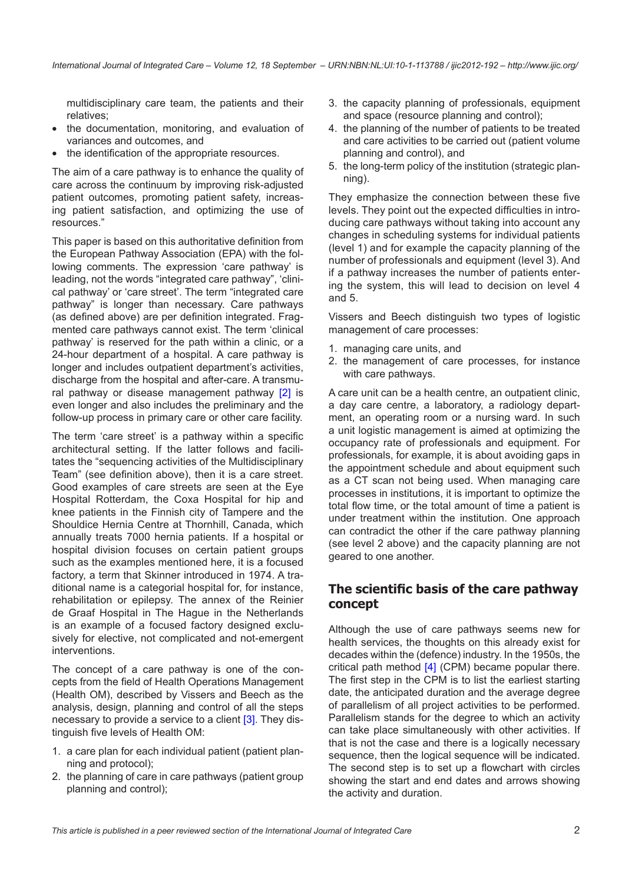multidisciplinary care team, the patients and their relatives;

- the documentation, monitoring, and evaluation of variances and outcomes, and
- the identification of the appropriate resources.

The aim of a care pathway is to enhance the quality of care across the continuum by improving risk-adjusted patient outcomes, promoting patient safety, increasing patient satisfaction, and optimizing the use of resources."

This paper is based on this authoritative definition from the European Pathway Association (EPA) with the following comments. The expression 'care pathway' is leading, not the words "integrated care pathway", 'clinical pathway' or 'care street'. The term "integrated care pathway" is longer than necessary. Care pathways (as defined above) are per definition integrated. Fragmented care pathways cannot exist. The term 'clinical pathway' is reserved for the path within a clinic, or a 24-hour department of a hospital. A care pathway is longer and includes outpatient department's activities, discharge from the hospital and after-care. A transmural pathway or disease management pathway [2] is even longer and also includes the preliminary and the follow-up process in primary care or other care facility.

The term 'care street' is a pathway within a specific architectural setting. If the latter follows and facilitates the "sequencing activities of the Multidisciplinary Team" (see definition above), then it is a care street. Good examples of care streets are seen at the Eye Hospital Rotterdam, the Coxa Hospital for hip and knee patients in the Finnish city of Tampere and the Shouldice Hernia Centre at Thornhill, Canada, which annually treats 7000 hernia patients. If a hospital or hospital division focuses on certain patient groups such as the examples mentioned here, it is a focused factory, a term that Skinner introduced in 1974. A traditional name is a categorial hospital for, for instance, rehabilitation or epilepsy. The annex of the Reinier de Graaf Hospital in The Hague in the Netherlands is an example of a focused factory designed exclusively for elective, not complicated and not-emergent interventions.

The concept of a care pathway is one of the concepts from the field of Health Operations Management (Health OM), described by Vissers and Beech as the analysis, design, planning and control of all the steps necessary to provide a service to a client [3]. They distinguish five levels of Health OM:

1. a care plan for each individual patient (patient planning and protocol);
2. the planning of care in care pathways (patient group planning and control);
3. the capacity planning of professionals, equipment and space (resource planning and control);
4. the planning of the number of patients to be treated and care activities to be carried out (patient volume planning and control), and
5. the long-term policy of the institution (strategic planning).

They emphasize the connection between these five levels. They point out the expected difficulties in introducing care pathways without taking into account any changes in scheduling systems for individual patients (level 1) and for example the capacity planning of the number of professionals and equipment (level 3). And if a pathway increases the number of patients entering the system, this will lead to decision on level 4 and 5.

Vissers and Beech distinguish two types of logistic management of care processes:

1. managing care units, and
2. the management of care processes, for instance with care pathways.

A care unit can be a health centre, an outpatient clinic, a day care centre, a laboratory, a radiology department, an operating room or a nursing ward. In such a unit logistic management is aimed at optimizing the occupancy rate of professionals and equipment. For professionals, for example, it is about avoiding gaps in the appointment schedule and about equipment such as a CT scan not being used. When managing care processes in institutions, it is important to optimize the total flow time, or the total amount of time a patient is under treatment within the institution. One approach can contradict the other if the care pathway planning (see level 2 above) and the capacity planning are not geared to one another.

## The scientific basis of the care pathway concept

Although the use of care pathways seems new for health services, the thoughts on this already exist for decades within the (defence) industry. In the 1950s, the critical path method [4] (CPM) became popular there. The first step in the CPM is to list the earliest starting date, the anticipated duration and the average degree of parallelism of all project activities to be performed. Parallelism stands for the degree to which an activity can take place simultaneously with other activities. If that is not the case and there is a logically necessary sequence, then the logical sequence will be indicated. The second step is to set up a flowchart with circles showing the start and end dates and arrows showing the activity and duration.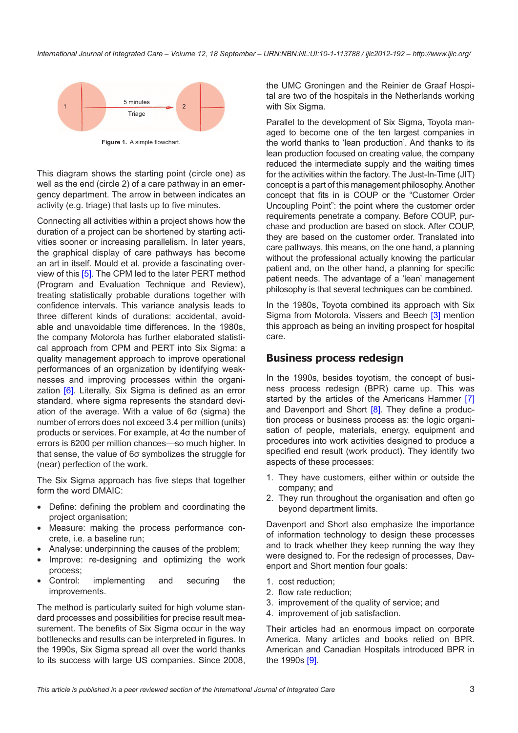Figure 1. A simple flowchart.

This diagram shows the starting point (circle one) as well as the end (circle 2) of a care pathway in an emergency department. The arrow in between indicates an activity (e.g. triage) that lasts up to five minutes.

Connecting all activities within a project shows how the duration of a project can be shortened by starting activities sooner or increasing parallelism. In later years, the graphical display of care pathways has become an art in itself. Mould et al. provide a fascinating overview of this [5]. The CPM led to the later PERT method (Program and Evaluation Technique and Review), treating statistically probable durations together with confidence intervals. This variance analysis leads to three different kinds of durations: accidental, avoidable and unavoidable time differences. In the 1980s, the company Motorola has further elaborated statistical approach from CPM and PERT into Six Sigma: a quality management approach to improve operational performances of an organization by identifying weaknesses and improving processes within the organization [6]. Literally, Six Sigma is defined as an error standard, where sigma represents the standard deviation of the average. With a value of 6σ (sigma) the number of errors does not exceed 3.4 per million (units) products or services. For example, at 4σ the number of errors is 6200 per million chances—so much higher. In that sense, the value of 6σ symbolizes the struggle for (near) perfection of the work.

The Six Sigma approach has five steps that together form the word DMAIC:

- Define: defining the problem and coordinating the project organisation;
- Measure: making the process performance concrete, i.e. a baseline run;
- Analyse: underpinning the causes of the problem;
- Improve: re-designing and optimizing the work process;
- Control: implementing and securing the improvements.

The method is particularly suited for high volume standard processes and possibilities for precise result measurement. The benefits of Six Sigma occur in the way bottlenecks and results can be interpreted in figures. In the 1990s, Six Sigma spread all over the world thanks to its success with large US companies. Since 2008, the UMC Groningen and the Reinier de Graaf Hospital are two of the hospitals in the Netherlands working with Six Sigma.

Parallel to the development of Six Sigma, Toyota managed to become one of the ten largest companies in the world thanks to 'lean production'. And thanks to its lean production focused on creating value, the company reduced the intermediate supply and the waiting times for the activities within the factory. The Just-In-Time (JIT) concept is a part of this management philosophy. Another concept that fits in is COUP or the "Customer Order Uncoupling Point": the point where the customer order requirements penetrate a company. Before COUP, purchase and production are based on stock. After COUP, they are based on the customer order. Translated into care pathways, this means, on the one hand, a planning without the professional actually knowing the particular patient and, on the other hand, a planning for specific patient needs. The advantage of a 'lean' management philosophy is that several techniques can be combined.

In the 1980s, Toyota combined its approach with Six Sigma from Motorola. Vissers and Beech [3] mention this approach as being an inviting prospect for hospital care.

## Business process redesign

In the 1990s, besides toyotism, the concept of business process redesign (BPR) came up. This was started by the articles of the Americans Hammer [7] and Davenport and Short [8]. They define a production process or business process as: the logic organisation of people, materials, energy, equipment and procedures into work activities designed to produce a specified end result (work product). They identify two aspects of these processes:

1. They have customers, either within or outside the company; and
2. They run throughout the organisation and often go beyond department limits.

Davenport and Short also emphasize the importance of information technology to design these processes and to track whether they keep running the way they were designed to. For the redesign of processes, Davenport and Short mention four goals:

1. cost reduction;
2. flow rate reduction;
3. improvement of the quality of service; and
4. improvement of job satisfaction.

Their articles had an enormous impact on corporate America. Many articles and books relied on BPR. American and Canadian Hospitals introduced BPR in the 1990s [9].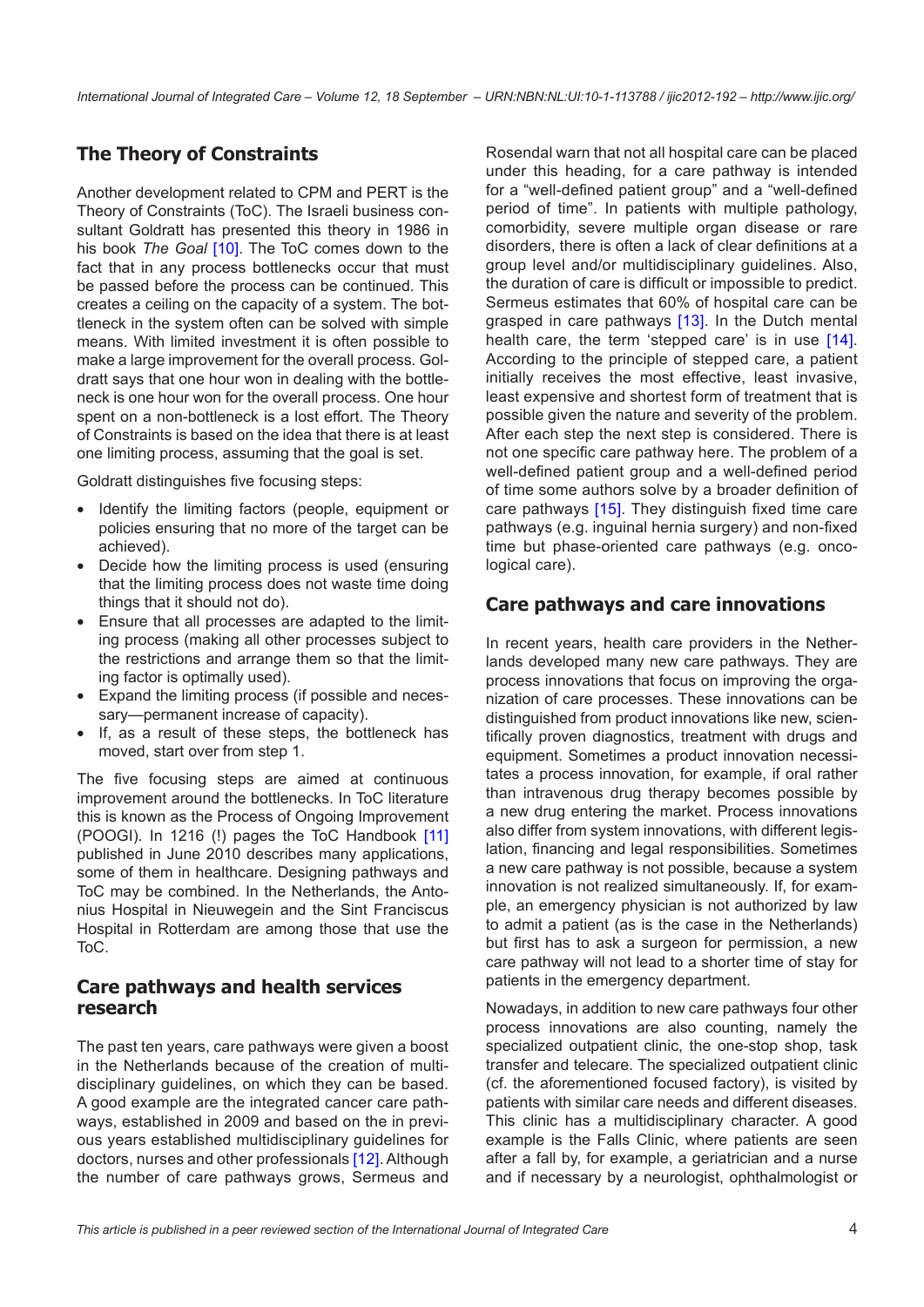## The Theory of Constraints

Another development related to CPM and PERT is the Theory of Constraints (ToC). The Israeli business consultant Goldratt has presented this theory in 1986 in his book *The Goal* [10]. The ToC comes down to the fact that in any process bottlenecks occur that must be passed before the process can be continued. This creates a ceiling on the capacity of a system. The bottleneck in the system often can be solved with simple means. With limited investment it is often possible to make a large improvement for the overall process. Goldratt says that one hour won in dealing with the bottleneck is one hour won for the overall process. One hour spent on a non-bottleneck is a lost effort. The Theory of Constraints is based on the idea that there is at least one limiting process, assuming that the goal is set.

Goldratt distinguishes five focusing steps:

- Identify the limiting factors (people, equipment or policies ensuring that no more of the target can be achieved).
- Decide how the limiting process is used (ensuring that the limiting process does not waste time doing things that it should not do).
- Ensure that all processes are adapted to the limiting process (making all other processes subject to the restrictions and arrange them so that the limiting factor is optimally used).
- Expand the limiting process (if possible and necessary—permanent increase of capacity).
- If, as a result of these steps, the bottleneck has moved, start over from step 1.

The five focusing steps are aimed at continuous improvement around the bottlenecks. In ToC literature this is known as the Process of Ongoing Improvement (POOGI). In 1216 (!) pages the ToC Handbook [11] published in June 2010 describes many applications, some of them in healthcare. Designing pathways and ToC may be combined. In the Netherlands, the Antonius Hospital in Nieuwegein and the Sint Franciscus Hospital in Rotterdam are among those that use the ToC.

## Care pathways and health services research

The past ten years, care pathways were given a boost in the Netherlands because of the creation of multidisciplinary guidelines, on which they can be based. A good example are the integrated cancer care pathways, established in 2009 and based on the in previous years established multidisciplinary guidelines for doctors, nurses and other professionals [12]. Although the number of care pathways grows, Sermeus and Rosendal warn that not all hospital care can be placed under this heading, for a care pathway is intended for a "well-defined patient group" and a "well-defined period of time". In patients with multiple pathology, comorbidity, severe multiple organ disease or rare disorders, there is often a lack of clear definitions at a group level and/or multidisciplinary guidelines. Also, the duration of care is difficult or impossible to predict. Sermeus estimates that 60% of hospital care can be grasped in care pathways [13]. In the Dutch mental health care, the term 'stepped care' is in use [14]. According to the principle of stepped care, a patient initially receives the most effective, least invasive, least expensive and shortest form of treatment that is possible given the nature and severity of the problem. After each step the next step is considered. There is not one specific care pathway here. The problem of a well-defined patient group and a well-defined period of time some authors solve by a broader definition of care pathways [15]. They distinguish fixed time care pathways (e.g. inguinal hernia surgery) and non-fixed time but phase-oriented care pathways (e.g. oncological care).

## Care pathways and care innovations

In recent years, health care providers in the Netherlands developed many new care pathways. They are process innovations that focus on improving the organization of care processes. These innovations can be distinguished from product innovations like new, scientifically proven diagnostics, treatment with drugs and equipment. Sometimes a product innovation necessitates a process innovation, for example, if oral rather than intravenous drug therapy becomes possible by a new drug entering the market. Process innovations also differ from system innovations, with different legislation, financing and legal responsibilities. Sometimes a new care pathway is not possible, because a system innovation is not realized simultaneously. If, for example, an emergency physician is not authorized by law to admit a patient (as is the case in the Netherlands) but first has to ask a surgeon for permission, a new care pathway will not lead to a shorter time of stay for patients in the emergency department.

Nowadays, in addition to new care pathways four other process innovations are also counting, namely the specialized outpatient clinic, the one-stop shop, task transfer and telecare. The specialized outpatient clinic (cf. the aforementioned focused factory), is visited by patients with similar care needs and different diseases. This clinic has a multidisciplinary character. A good example is the Falls Clinic, where patients are seen after a fall by, for example, a geriatrician and a nurse and if necessary by a neurologist, ophthalmologist or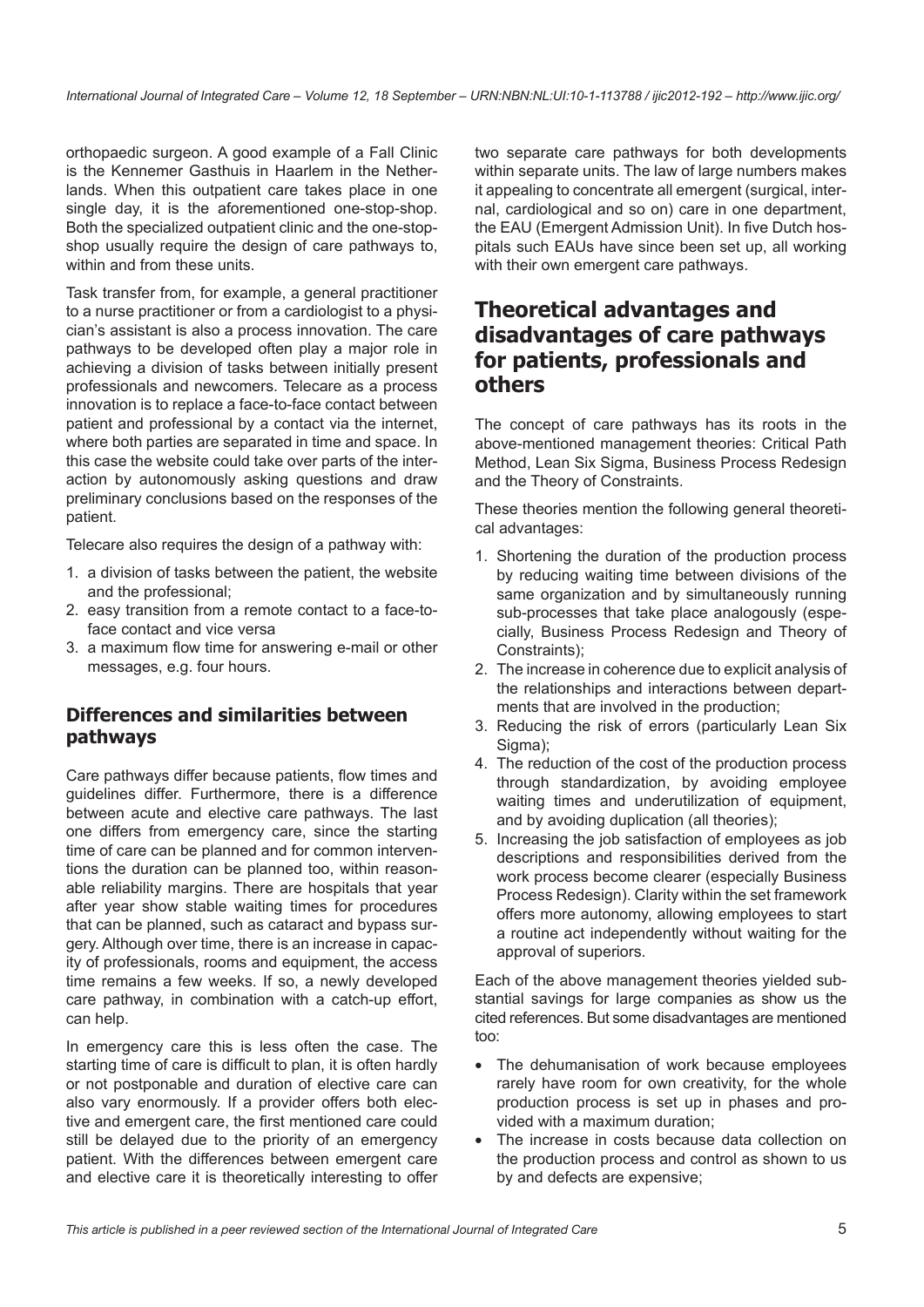orthopaedic surgeon. A good example of a Fall Clinic is the Kennemer Gasthuis in Haarlem in the Netherlands. When this outpatient care takes place in one single day, it is the aforementioned one-stop-shop. Both the specialized outpatient clinic and the one-stop-shop usually require the design of care pathways to, within and from these units.

Task transfer from, for example, a general practitioner to a nurse practitioner or from a cardiologist to a physician's assistant is also a process innovation. The care pathways to be developed often play a major role in achieving a division of tasks between initially present professionals and newcomers. Telecare as a process innovation is to replace a face-to-face contact between patient and professional by a contact via the internet, where both parties are separated in time and space. In this case the website could take over parts of the interaction by autonomously asking questions and draw preliminary conclusions based on the responses of the patient.

Telecare also requires the design of a pathway with:

1. a division of tasks between the patient, the website and the professional;
2. easy transition from a remote contact to a face-to-face contact and vice versa
3. a maximum flow time for answering e-mail or other messages, e.g. four hours.

### Differences and similarities between pathways

Care pathways differ because patients, flow times and guidelines differ. Furthermore, there is a difference between acute and elective care pathways. The last one differs from emergency care, since the starting time of care can be planned and for common interventions the duration can be planned too, within reasonable reliability margins. There are hospitals that year after year show stable waiting times for procedures that can be planned, such as cataract and bypass surgery. Although over time, there is an increase in capacity of professionals, rooms and equipment, the access time remains a few weeks. If so, a newly developed care pathway, in combination with a catch-up effort, can help.

In emergency care this is less often the case. The starting time of care is difficult to plan, it is often hardly or not postponable and duration of elective care can also vary enormously. If a provider offers both elective and emergent care, the first mentioned care could still be delayed due to the priority of an emergency patient. With the differences between emergent care and elective care it is theoretically interesting to offer two separate care pathways for both developments within separate units. The law of large numbers makes it appealing to concentrate all emergent (surgical, internal, cardiological and so on) care in one department, the EAU (Emergent Admission Unit). In five Dutch hospitals such EAUs have since been set up, all working with their own emergent care pathways.

## Theoretical advantages and disadvantages of care pathways for patients, professionals and others

The concept of care pathways has its roots in the above-mentioned management theories: Critical Path Method, Lean Six Sigma, Business Process Redesign and the Theory of Constraints.

These theories mention the following general theoretical advantages:

1. Shortening the duration of the production process by reducing waiting time between divisions of the same organization and by simultaneously running sub-processes that take place analogously (especially, Business Process Redesign and Theory of Constraints);
2. The increase in coherence due to explicit analysis of the relationships and interactions between departments that are involved in the production;
3. Reducing the risk of errors (particularly Lean Six Sigma);
4. The reduction of the cost of the production process through standardization, by avoiding employee waiting times and underutilization of equipment, and by avoiding duplication (all theories);
5. Increasing the job satisfaction of employees as job descriptions and responsibilities derived from the work process become clearer (especially Business Process Redesign). Clarity within the set framework offers more autonomy, allowing employees to start a routine act independently without waiting for the approval of superiors.

Each of the above management theories yielded substantial savings for large companies as show us the cited references. But some disadvantages are mentioned too:

- The dehumanisation of work because employees rarely have room for own creativity, for the whole production process is set up in phases and provided with a maximum duration;
- The increase in costs because data collection on the production process and control as shown to us by and defects are expensive;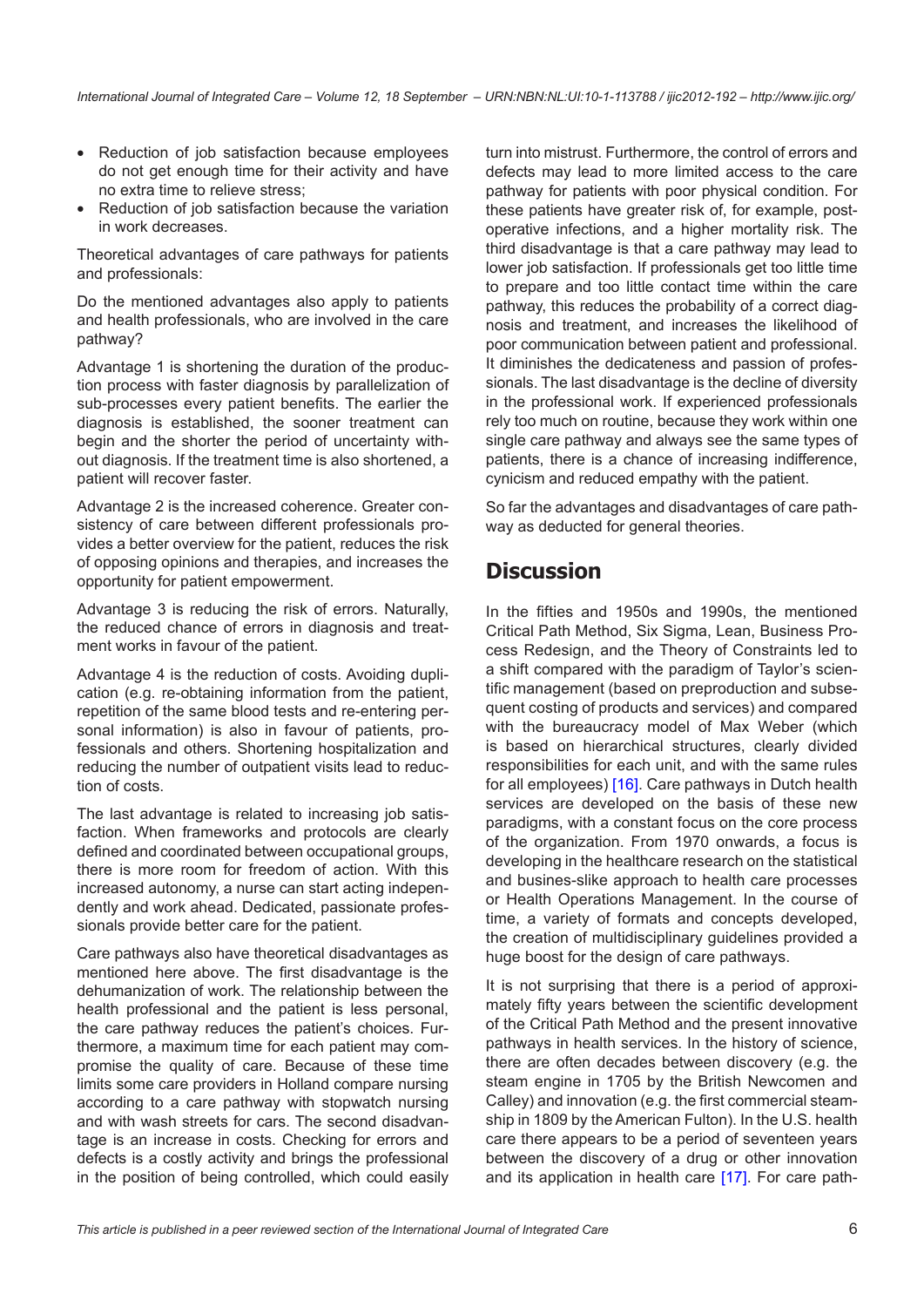- Reduction of job satisfaction because employees do not get enough time for their activity and have no extra time to relieve stress;
- Reduction of job satisfaction because the variation in work decreases.

Theoretical advantages of care pathways for patients and professionals:

Do the mentioned advantages also apply to patients and health professionals, who are involved in the care pathway?

Advantage 1 is shortening the duration of the production process with faster diagnosis by parallelization of sub-processes every patient benefits. The earlier the diagnosis is established, the sooner treatment can begin and the shorter the period of uncertainty without diagnosis. If the treatment time is also shortened, a patient will recover faster.

Advantage 2 is the increased coherence. Greater consistency of care between different professionals provides a better overview for the patient, reduces the risk of opposing opinions and therapies, and increases the opportunity for patient empowerment.

Advantage 3 is reducing the risk of errors. Naturally, the reduced chance of errors in diagnosis and treatment works in favour of the patient.

Advantage 4 is the reduction of costs. Avoiding duplication (e.g. re-obtaining information from the patient, repetition of the same blood tests and re-entering personal information) is also in favour of patients, professionals and others. Shortening hospitalization and reducing the number of outpatient visits lead to reduction of costs.

The last advantage is related to increasing job satisfaction. When frameworks and protocols are clearly defined and coordinated between occupational groups, there is more room for freedom of action. With this increased autonomy, a nurse can start acting independently and work ahead. Dedicated, passionate professionals provide better care for the patient.

Care pathways also have theoretical disadvantages as mentioned here above. The first disadvantage is the dehumanization of work. The relationship between the health professional and the patient is less personal, the care pathway reduces the patient's choices. Furthermore, a maximum time for each patient may compromise the quality of care. Because of these time limits some care providers in Holland compare nursing according to a care pathway with stopwatch nursing and with wash streets for cars. The second disadvantage is an increase in costs. Checking for errors and defects is a costly activity and brings the professional in the position of being controlled, which could easily turn into mistrust. Furthermore, the control of errors and defects may lead to more limited access to the care pathway for patients with poor physical condition. For these patients have greater risk of, for example, post-operative infections, and a higher mortality risk. The third disadvantage is that a care pathway may lead to lower job satisfaction. If professionals get too little time to prepare and too little contact time within the care pathway, this reduces the probability of a correct diagnosis and treatment, and increases the likelihood of poor communication between patient and professional. It diminishes the dedicateness and passion of professionals. The last disadvantage is the decline of diversity in the professional work. If experienced professionals rely too much on routine, because they work within one single care pathway and always see the same types of patients, there is a chance of increasing indifference, cynicism and reduced empathy with the patient.

So far the advantages and disadvantages of care pathway as deducted for general theories.

## Discussion

In the fifties and 1950s and 1990s, the mentioned Critical Path Method, Six Sigma, Lean, Business Process Redesign, and the Theory of Constraints led to a shift compared with the paradigm of Taylor's scientific management (based on preproduction and subsequent costing of products and services) and compared with the bureaucracy model of Max Weber (which is based on hierarchical structures, clearly divided responsibilities for each unit, and with the same rules for all employees) [16]. Care pathways in Dutch health services are developed on the basis of these new paradigms, with a constant focus on the core process of the organization. From 1970 onwards, a focus is developing in the healthcare research on the statistical and busines-slike approach to health care processes or Health Operations Management. In the course of time, a variety of formats and concepts developed, the creation of multidisciplinary guidelines provided a huge boost for the design of care pathways.

It is not surprising that there is a period of approximately fifty years between the scientific development of the Critical Path Method and the present innovative pathways in health services. In the history of science, there are often decades between discovery (e.g. the steam engine in 1705 by the British Newcomen and Calley) and innovation (e.g. the first commercial steamship in 1809 by the American Fulton). In the U.S. health care there appears to be a period of seventeen years between the discovery of a drug or other innovation and its application in health care [17]. For care path-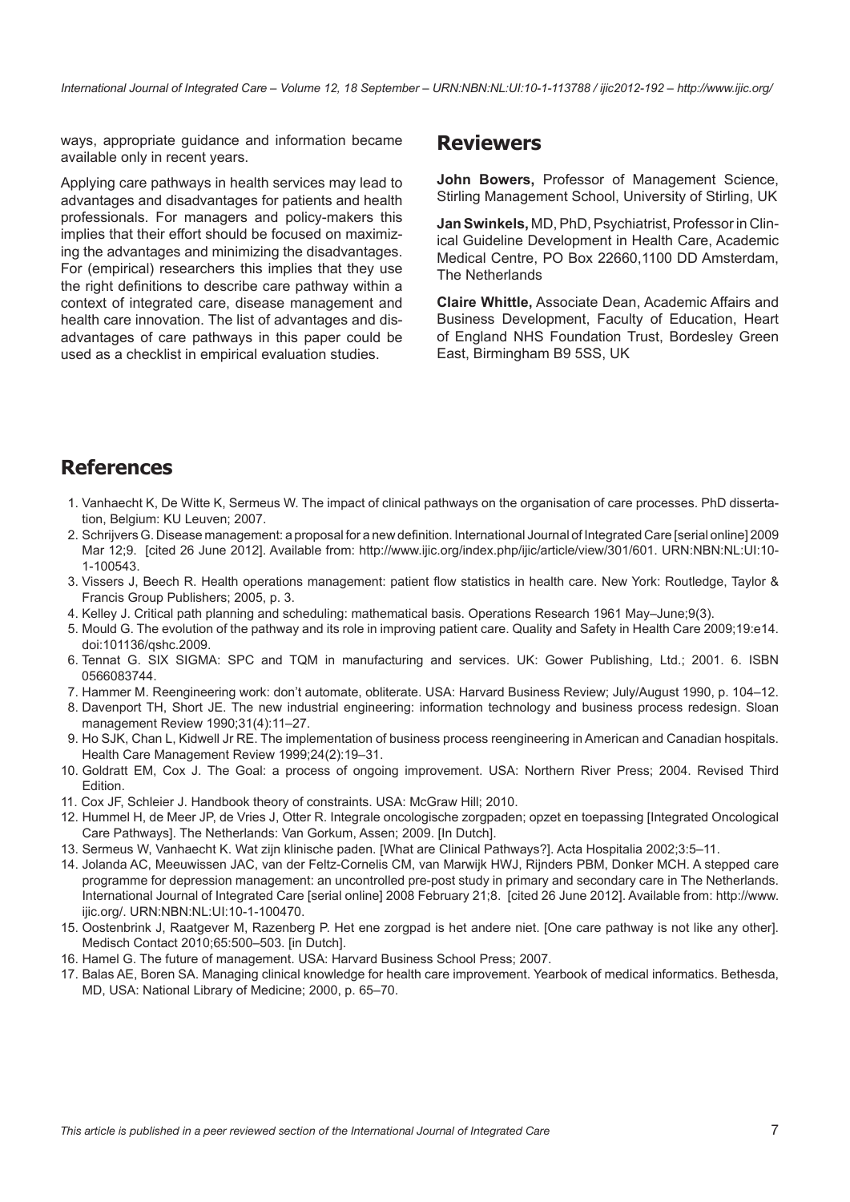ways, appropriate guidance and information became available only in recent years.

Applying care pathways in health services may lead to advantages and disadvantages for patients and health professionals. For managers and policy-makers this implies that their effort should be focused on maximizing the advantages and minimizing the disadvantages. For (empirical) researchers this implies that they use the right definitions to describe care pathway within a context of integrated care, disease management and health care innovation. The list of advantages and disadvantages of care pathways in this paper could be used as a checklist in empirical evaluation studies.

## Reviewers

**John Bowers,** Professor of Management Science, Stirling Management School, University of Stirling, UK

**Jan Swinkels,** MD, PhD, Psychiatrist, Professor in Clinical Guideline Development in Health Care, Academic Medical Centre, PO Box 22660,1100 DD Amsterdam, The Netherlands

**Claire Whittle,** Associate Dean, Academic Affairs and Business Development, Faculty of Education, Heart of England NHS Foundation Trust, Bordesley Green East, Birmingham B9 5SS, UK

## References

1. Vanhaecht K, De Witte K, Sermeus W. The impact of clinical pathways on the organisation of care processes. PhD dissertation, Belgium: KU Leuven; 2007.
2. Schrijvers G. Disease management: a proposal for a new definition. International Journal of Integrated Care [serial online] 2009 Mar 12;9. [cited 26 June 2012]. Available from: http://www.ijic.org/index.php/ijic/article/view/301/601. URN:NBN:NL:UI:10-1-100543.
3. Vissers J, Beech R. Health operations management: patient flow statistics in health care. New York: Routledge, Taylor & Francis Group Publishers; 2005, p. 3.
4. Kelley J. Critical path planning and scheduling: mathematical basis. Operations Research 1961 May–June;9(3).
5. Mould G. The evolution of the pathway and its role in improving patient care. Quality and Safety in Health Care 2009;19:e14. doi:101136/qshc.2009.
6. Tennat G. SIX SIGMA: SPC and TQM in manufacturing and services. UK: Gower Publishing, Ltd.; 2001. 6. ISBN 0566083744.
7. Hammer M. Reengineering work: don't automate, obliterate. USA: Harvard Business Review; July/August 1990, p. 104–12.
8. Davenport TH, Short JE. The new industrial engineering: information technology and business process redesign. Sloan management Review 1990;31(4):11–27.
9. Ho SJK, Chan L, Kidwell Jr RE. The implementation of business process reengineering in American and Canadian hospitals. Health Care Management Review 1999;24(2):19–31.
10. Goldratt EM, Cox J. The Goal: a process of ongoing improvement. USA: Northern River Press; 2004. Revised Third Edition.
11. Cox JF, Schleier J. Handbook theory of constraints. USA: McGraw Hill; 2010.
12. Hummel H, de Meer JP, de Vries J, Otter R. Integrale oncologische zorgpaden; opzet en toepassing [Integrated Oncological Care Pathways]. The Netherlands: Van Gorkum, Assen; 2009. [In Dutch].
13. Sermeus W, Vanhaecht K. Wat zijn klinische paden. [What are Clinical Pathways?]. Acta Hospitalia 2002;3:5–11.
14. Jolanda AC, Meeuwissen JAC, van der Feltz-Cornelis CM, van Marwijk HWJ, Rijnders PBM, Donker MCH. A stepped care programme for depression management: an uncontrolled pre-post study in primary and secondary care in The Netherlands. International Journal of Integrated Care [serial online] 2008 February 21;8. [cited 26 June 2012]. Available from: http://www.ijic.org/. URN:NBN:NL:UI:10-1-100470.
15. Oostenbrink J, Raatgever M, Razenberg P. Het ene zorgpad is het andere niet. [One care pathway is not like any other]. Medisch Contact 2010;65:500–503. [in Dutch].
16. Hamel G. The future of management. USA: Harvard Business School Press; 2007.
17. Balas AE, Boren SA. Managing clinical knowledge for health care improvement. Yearbook of medical informatics. Bethesda, MD, USA: National Library of Medicine; 2000, p. 65–70.

*This article is published in a peer reviewed section of the International Journal of Integrated Care*